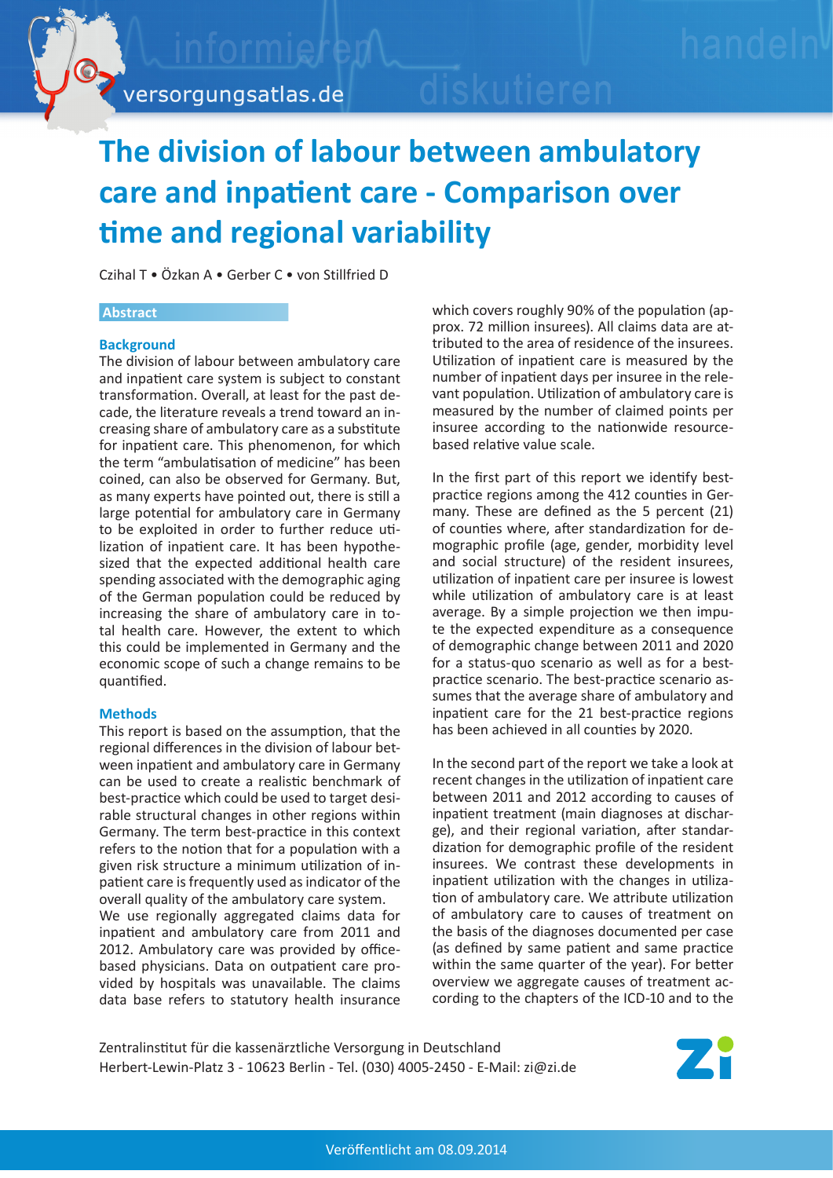# The division of labour between ambulatory care and inpatient care - Comparison over time and regional variability

Czihal T • Özkan A • Gerber C • von Stillfried D

## Abstract

### Background

The division of labour between ambulatory care and inpatient care system is subject to constant transformation. Overall, at least for the past decade, the literature reveals a trend toward an increasing share of ambulatory care as a substitute for inpatient care. This phenomenon, for which the term "ambulatisation of medicine" has been coined, can also be observed for Germany. But, as many experts have pointed out, there is still a large potential for ambulatory care in Germany to be exploited in order to further reduce utilization of inpatient care. It has been hypothesized that the expected additional health care spending associated with the demographic aging of the German population could be reduced by increasing the share of ambulatory care in total health care. However, the extent to which this could be implemented in Germany and the economic scope of such a change remains to be quantified.

### Methods

This report is based on the assumption, that the regional differences in the division of labour between inpatient and ambulatory care in Germany can be used to create a realistic benchmark of best-practice which could be used to target desirable structural changes in other regions within Germany. The term best-practice in this context refers to the notion that for a population with a given risk structure a minimum utilization of inpatient care is frequently used as indicator of the overall quality of the ambulatory care system.
We use regionally aggregated claims data for inpatient and ambulatory care from 2011 and 2012. Ambulatory care was provided by office-based physicians. Data on outpatient care provided by hospitals was unavailable. The claims data base refers to statutory health insurance which covers roughly 90% of the population (approx. 72 million insurees). All claims data are attributed to the area of residence of the insurees. Utilization of inpatient care is measured by the number of inpatient days per insuree in the relevant population. Utilization of ambulatory care is measured by the number of claimed points per insuree according to the nationwide resource-based relative value scale.

In the first part of this report we identify best-practice regions among the 412 counties in Germany. These are defined as the 5 percent (21) of counties where, after standardization for demographic profile (age, gender, morbidity level and social structure) of the resident insurees, utilization of inpatient care per insuree is lowest while utilization of ambulatory care is at least average. By a simple projection we then impute the expected expenditure as a consequence of demographic change between 2011 and 2020 for a status-quo scenario as well as for a best-practice scenario. The best-practice scenario assumes that the average share of ambulatory and inpatient care for the 21 best-practice regions has been achieved in all counties by 2020.

In the second part of the report we take a look at recent changes in the utilization of inpatient care between 2011 and 2012 according to causes of inpatient treatment (main diagnoses at discharge), and their regional variation, after standardization for demographic profile of the resident insurees. We contrast these developments in inpatient utilization with the changes in utilization of ambulatory care. We attribute utilization of ambulatory care to causes of treatment on the basis of the diagnoses documented per case (as defined by same patient and same practice within the same quarter of the year). For better overview we aggregate causes of treatment according to the chapters of the ICD-10 and to the

Zentralinstitut für die kassenärztliche Versorgung in Deutschland
Herbert-Lewin-Platz 3 - 10623 Berlin - Tel. (030) 4005-2450 - E-Mail: zi@zi.de

Veröffentlicht am 08.09.2014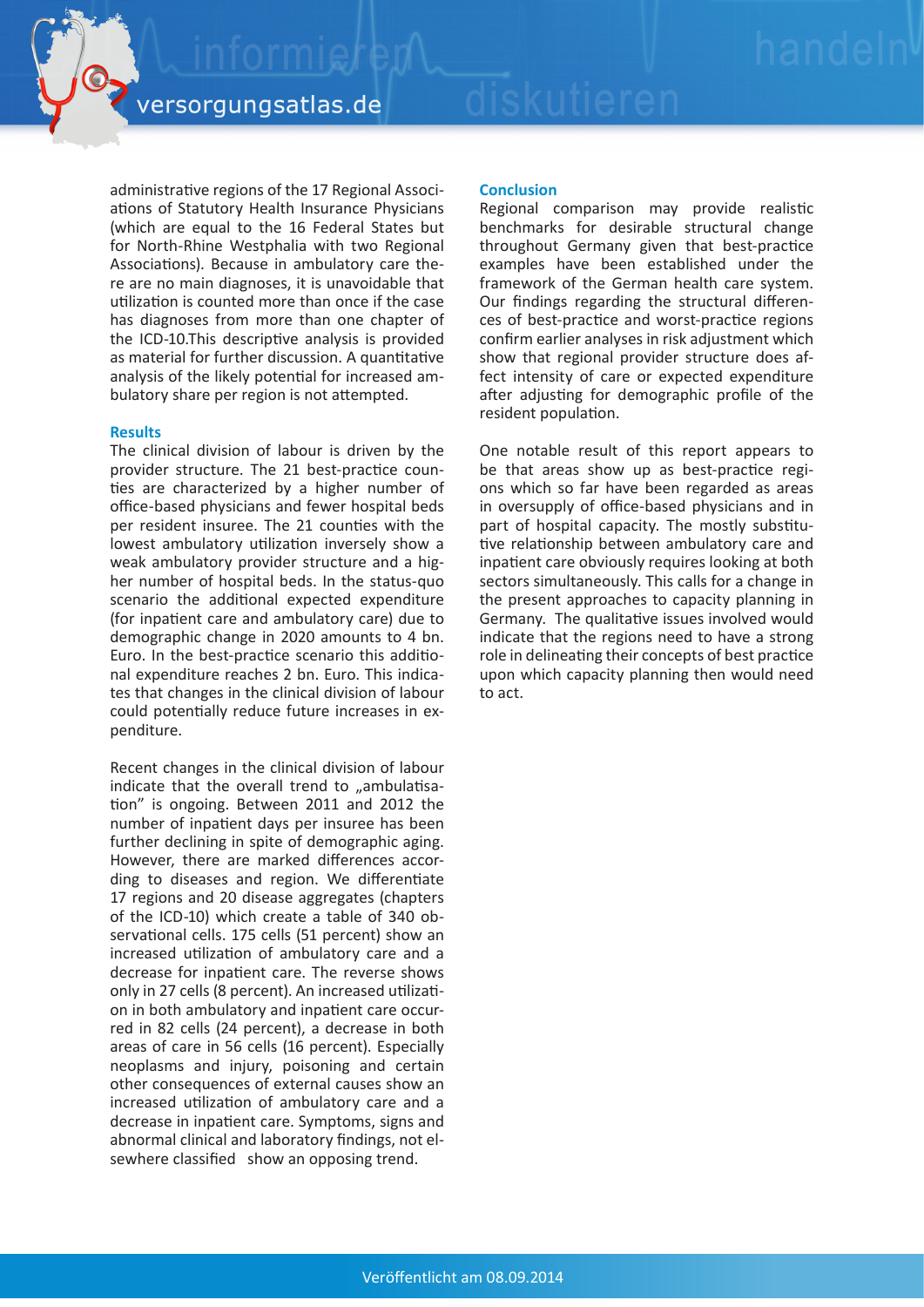administrative regions of the 17 Regional Associations of Statutory Health Insurance Physicians (which are equal to the 16 Federal States but for North-Rhine Westphalia with two Regional Associations). Because in ambulatory care there are no main diagnoses, it is unavoidable that utilization is counted more than once if the case has diagnoses from more than one chapter of the ICD-10.This descriptive analysis is provided as material for further discussion. A quantitative analysis of the likely potential for increased ambulatory share per region is not attempted.

## Results

The clinical division of labour is driven by the provider structure. The 21 best-practice counties are characterized by a higher number of office-based physicians and fewer hospital beds per resident insuree. The 21 counties with the lowest ambulatory utilization inversely show a weak ambulatory provider structure and a higher number of hospital beds. In the status-quo scenario the additional expected expenditure (for inpatient care and ambulatory care) due to demographic change in 2020 amounts to 4 bn. Euro. In the best-practice scenario this additional expenditure reaches 2 bn. Euro. This indicates that changes in the clinical division of labour could potentially reduce future increases in expenditure.

Recent changes in the clinical division of labour indicate that the overall trend to „ambulatisation" is ongoing. Between 2011 and 2012 the number of inpatient days per insuree has been further declining in spite of demographic aging. However, there are marked differences according to diseases and region. We differentiate 17 regions and 20 disease aggregates (chapters of the ICD-10) which create a table of 340 observational cells. 175 cells (51 percent) show an increased utilization of ambulatory care and a decrease for inpatient care. The reverse shows only in 27 cells (8 percent). An increased utilization in both ambulatory and inpatient care occurred in 82 cells (24 percent), a decrease in both areas of care in 56 cells (16 percent). Especially neoplasms and injury, poisoning and certain other consequences of external causes show an increased utilization of ambulatory care and a decrease in inpatient care. Symptoms, signs and abnormal clinical and laboratory findings, not elsewhere classified show an opposing trend.

## Conclusion

Regional comparison may provide realistic benchmarks for desirable structural change throughout Germany given that best-practice examples have been established under the framework of the German health care system. Our findings regarding the structural differences of best-practice and worst-practice regions confirm earlier analyses in risk adjustment which show that regional provider structure does affect intensity of care or expected expenditure after adjusting for demographic profile of the resident population.

One notable result of this report appears to be that areas show up as best-practice regions which so far have been regarded as areas in oversupply of office-based physicians and in part of hospital capacity. The mostly substitutive relationship between ambulatory care and inpatient care obviously requires looking at both sectors simultaneously. This calls for a change in the present approaches to capacity planning in Germany. The qualitative issues involved would indicate that the regions need to have a strong role in delineating their concepts of best practice upon which capacity planning then would need to act.